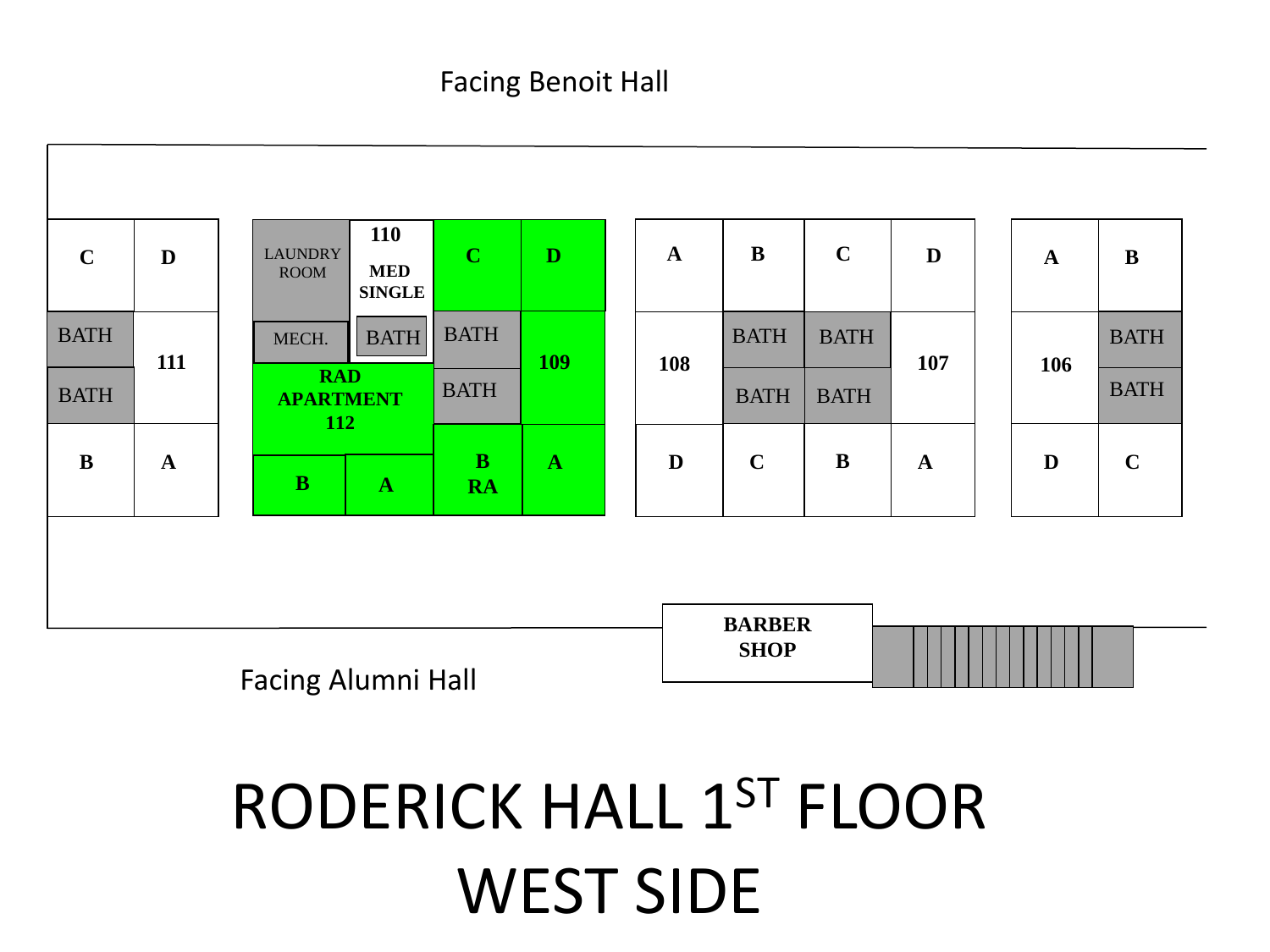Facing Benoit Hall

| C | D | LAUNDRY ROOM | 110 MED SINGLE | C | D | A | B | C | D | A | B |
|---|---|---|---|---|---|---|---|---|---|---|---|
| BATH | 111 | MECH. | BATH | BATH | 109 | 108 | BATH | BATH | 107 | 106 | BATH |
| BATH | | RAD APARTMENT 112 | | BATH | | | BATH | BATH | | | BATH |
| B | A | B | A | B RA | A | D | C | B | A | D | C |

Facing Alumni Hall

BARBER SHOP

# RODERICK HALL 1ST FLOOR WEST SIDE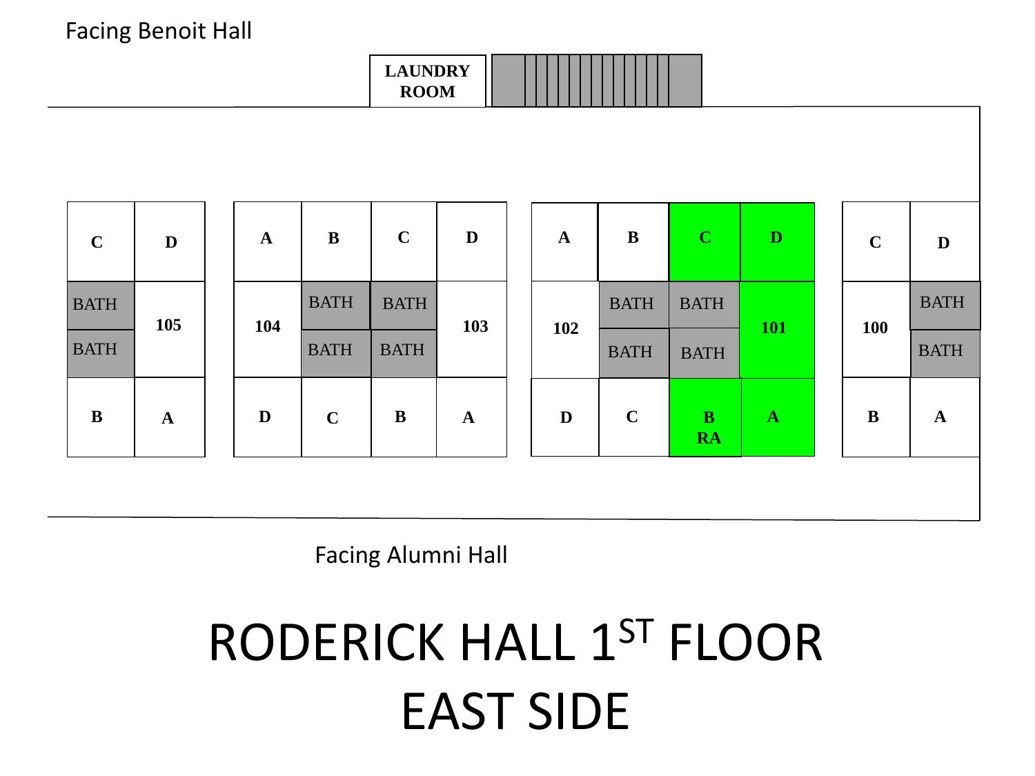Facing Benoit Hall

LAUNDRY ROOM

| C | D | | A | B | C | D | | A | B | C | D | | C | D |
|---|---|---|---|---|---|---|---|---|---|---|---|---|---|---|
| BATH / BATH | 105 | | 104 | BATH / BATH | BATH / BATH | 103 | | 102 | BATH / BATH | BATH / BATH | 101 | | 100 | BATH / BATH |
| B | A | | D | C | B | A | | D | C | B RA | A | | B | A |

Facing Alumni Hall

# RODERICK HALL 1ST FLOOR EAST SIDE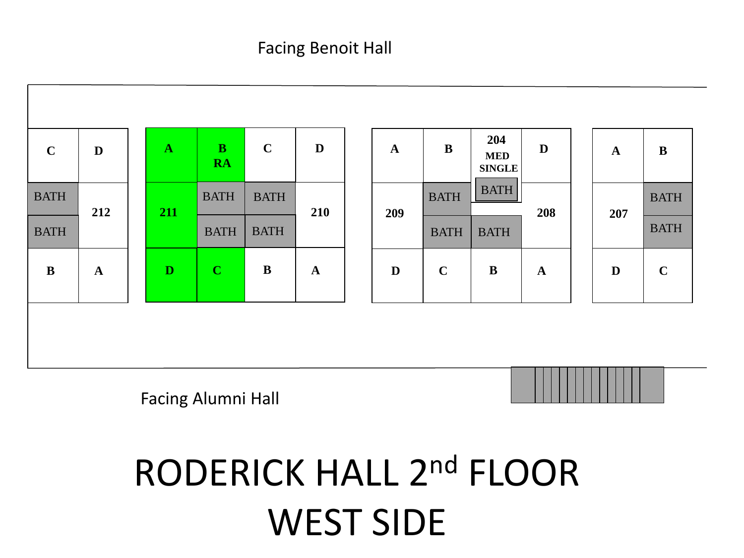Facing Benoit Hall

| C | D | | A | B RA | C | D | | A | B | 204 MED SINGLE | D | | A | B |
|---|---|---|---|---|---|---|---|---|---|---|---|---|---|---|
| BATH | 212 | | 211 | BATH | BATH | 210 | | 209 | BATH | BATH | 208 | | 207 | BATH |
| BATH | | | | BATH | BATH | | | | BATH | BATH | | | | BATH |
| B | A | | D | C | B | A | | D | C | B | A | | D | C |

Facing Alumni Hall

# RODERICK HALL 2nd FLOOR WEST SIDE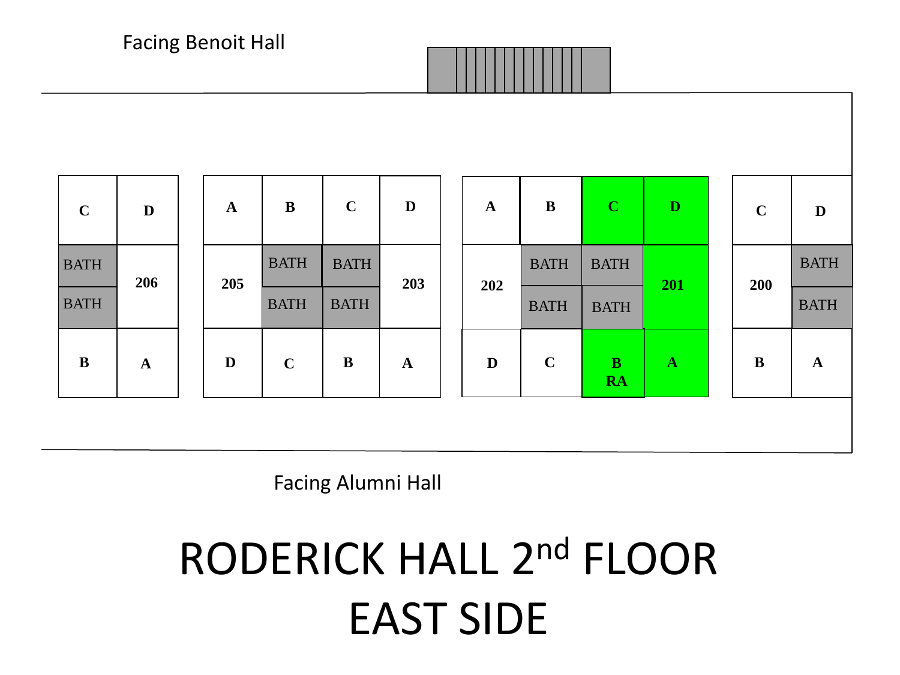Facing Benoit Hall

| | | | | | | | | | | | | | | | | |
|---|---|---|---|---|---|---|---|---|---|---|---|---|---|---|---|---|
| C | D | | A | B | C | D | | A | B | C | D | | C | D | | |
| BATH | 206 | | 205 | BATH | BATH | 203 | | 202 | BATH | BATH | 201 | | 200 | BATH | | |
| BATH | | | | BATH | BATH | | | | BATH | BATH | | | | BATH | | |
| B | A | | D | C | B | A | | D | C | B RA | A | | B | A | | |

Facing Alumni Hall

# RODERICK HALL 2nd FLOOR EAST SIDE